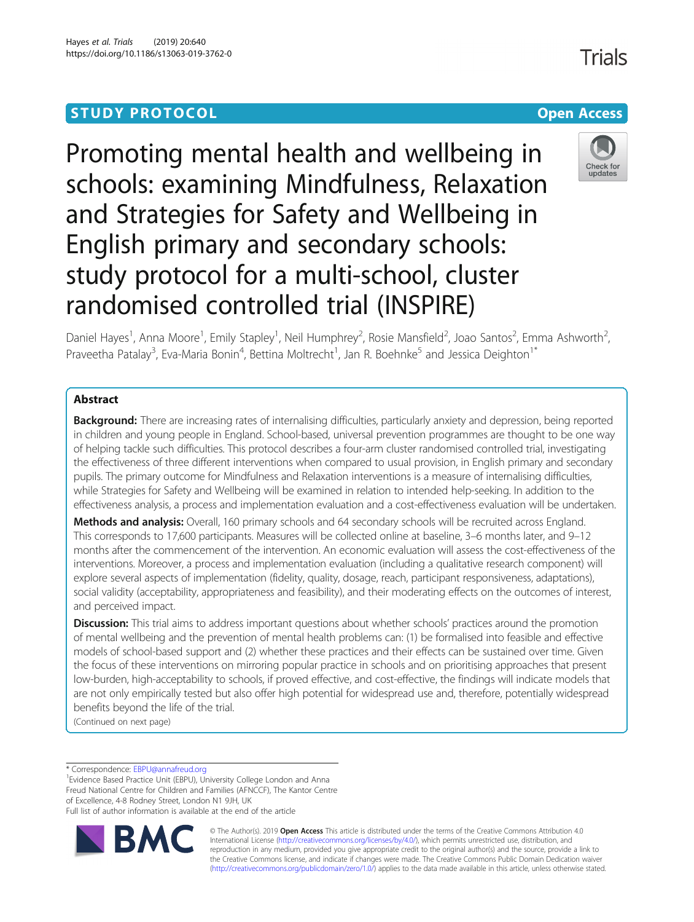STUDY PROTOCOL

Open Access

# Promoting mental health and wellbeing in schools: examining Mindfulness, Relaxation and Strategies for Safety and Wellbeing in English primary and secondary schools: study protocol for a multi-school, cluster randomised controlled trial (INSPIRE)

Daniel Hayes[1], Anna Moore[1], Emily Stapley[1], Neil Humphrey[2], Rosie Mansfield[2], Joao Santos[2], Emma Ashworth[2], Praveetha Patalay[3], Eva-Maria Bonin[4], Bettina Moltrecht[1], Jan R. Boehnke[5] and Jessica Deighton[1*]

## Abstract

**Background:** There are increasing rates of internalising difficulties, particularly anxiety and depression, being reported in children and young people in England. School-based, universal prevention programmes are thought to be one way of helping tackle such difficulties. This protocol describes a four-arm cluster randomised controlled trial, investigating the effectiveness of three different interventions when compared to usual provision, in English primary and secondary pupils. The primary outcome for Mindfulness and Relaxation interventions is a measure of internalising difficulties, while Strategies for Safety and Wellbeing will be examined in relation to intended help-seeking. In addition to the effectiveness analysis, a process and implementation evaluation and a cost-effectiveness evaluation will be undertaken.

**Methods and analysis:** Overall, 160 primary schools and 64 secondary schools will be recruited across England. This corresponds to 17,600 participants. Measures will be collected online at baseline, 3–6 months later, and 9–12 months after the commencement of the intervention. An economic evaluation will assess the cost-effectiveness of the interventions. Moreover, a process and implementation evaluation (including a qualitative research component) will explore several aspects of implementation (fidelity, quality, dosage, reach, participant responsiveness, adaptations), social validity (acceptability, appropriateness and feasibility), and their moderating effects on the outcomes of interest, and perceived impact.

**Discussion:** This trial aims to address important questions about whether schools' practices around the promotion of mental wellbeing and the prevention of mental health problems can: (1) be formalised into feasible and effective models of school-based support and (2) whether these practices and their effects can be sustained over time. Given the focus of these interventions on mirroring popular practice in schools and on prioritising approaches that present low-burden, high-acceptability to schools, if proved effective, and cost-effective, the findings will indicate models that are not only empirically tested but also offer high potential for widespread use and, therefore, potentially widespread benefits beyond the life of the trial.

(Continued on next page)

* Correspondence: EBPU@annafreud.org

[1]Evidence Based Practice Unit (EBPU), University College London and Anna Freud National Centre for Children and Families (AFNCCF), The Kantor Centre of Excellence, 4-8 Rodney Street, London N1 9JH, UK

Full list of author information is available at the end of the article

© The Author(s). 2019 **Open Access** This article is distributed under the terms of the Creative Commons Attribution 4.0 International License (http://creativecommons.org/licenses/by/4.0/), which permits unrestricted use, distribution, and reproduction in any medium, provided you give appropriate credit to the original author(s) and the source, provide a link to the Creative Commons license, and indicate if changes were made. The Creative Commons Public Domain Dedication waiver (http://creativecommons.org/publicdomain/zero/1.0/) applies to the data made available in this article, unless otherwise stated.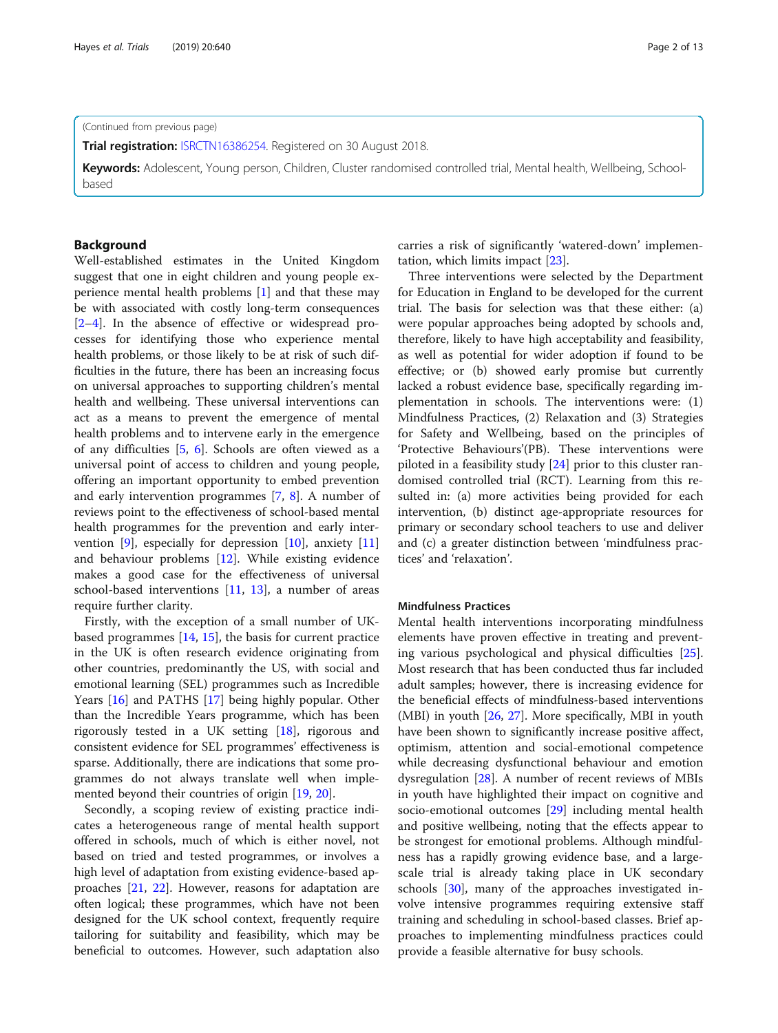(Continued from previous page)

**Trial registration:** ISRCTN16386254. Registered on 30 August 2018.

**Keywords:** Adolescent, Young person, Children, Cluster randomised controlled trial, Mental health, Wellbeing, School-based

## Background

Well-established estimates in the United Kingdom suggest that one in eight children and young people experience mental health problems [1] and that these may be with associated with costly long-term consequences [2–4]. In the absence of effective or widespread processes for identifying those who experience mental health problems, or those likely to be at risk of such difficulties in the future, there has been an increasing focus on universal approaches to supporting children's mental health and wellbeing. These universal interventions can act as a means to prevent the emergence of mental health problems and to intervene early in the emergence of any difficulties [5, 6]. Schools are often viewed as a universal point of access to children and young people, offering an important opportunity to embed prevention and early intervention programmes [7, 8]. A number of reviews point to the effectiveness of school-based mental health programmes for the prevention and early intervention [9], especially for depression [10], anxiety [11] and behaviour problems [12]. While existing evidence makes a good case for the effectiveness of universal school-based interventions [11, 13], a number of areas require further clarity.

Firstly, with the exception of a small number of UK-based programmes [14, 15], the basis for current practice in the UK is often research evidence originating from other countries, predominantly the US, with social and emotional learning (SEL) programmes such as Incredible Years [16] and PATHS [17] being highly popular. Other than the Incredible Years programme, which has been rigorously tested in a UK setting [18], rigorous and consistent evidence for SEL programmes' effectiveness is sparse. Additionally, there are indications that some programmes do not always translate well when implemented beyond their countries of origin [19, 20].

Secondly, a scoping review of existing practice indicates a heterogeneous range of mental health support offered in schools, much of which is either novel, not based on tried and tested programmes, or involves a high level of adaptation from existing evidence-based approaches [21, 22]. However, reasons for adaptation are often logical; these programmes, which have not been designed for the UK school context, frequently require tailoring for suitability and feasibility, which may be beneficial to outcomes. However, such adaptation also carries a risk of significantly 'watered-down' implementation, which limits impact [23].

Three interventions were selected by the Department for Education in England to be developed for the current trial. The basis for selection was that these either: (a) were popular approaches being adopted by schools and, therefore, likely to have high acceptability and feasibility, as well as potential for wider adoption if found to be effective; or (b) showed early promise but currently lacked a robust evidence base, specifically regarding implementation in schools. The interventions were: (1) Mindfulness Practices, (2) Relaxation and (3) Strategies for Safety and Wellbeing, based on the principles of 'Protective Behaviours'(PB). These interventions were piloted in a feasibility study [24] prior to this cluster randomised controlled trial (RCT). Learning from this resulted in: (a) more activities being provided for each intervention, (b) distinct age-appropriate resources for primary or secondary school teachers to use and deliver and (c) a greater distinction between 'mindfulness practices' and 'relaxation'.

### Mindfulness Practices

Mental health interventions incorporating mindfulness elements have proven effective in treating and preventing various psychological and physical difficulties [25]. Most research that has been conducted thus far included adult samples; however, there is increasing evidence for the beneficial effects of mindfulness-based interventions (MBI) in youth [26, 27]. More specifically, MBI in youth have been shown to significantly increase positive affect, optimism, attention and social-emotional competence while decreasing dysfunctional behaviour and emotion dysregulation [28]. A number of recent reviews of MBIs in youth have highlighted their impact on cognitive and socio-emotional outcomes [29] including mental health and positive wellbeing, noting that the effects appear to be strongest for emotional problems. Although mindfulness has a rapidly growing evidence base, and a large-scale trial is already taking place in UK secondary schools [30], many of the approaches investigated involve intensive programmes requiring extensive staff training and scheduling in school-based classes. Brief approaches to implementing mindfulness practices could provide a feasible alternative for busy schools.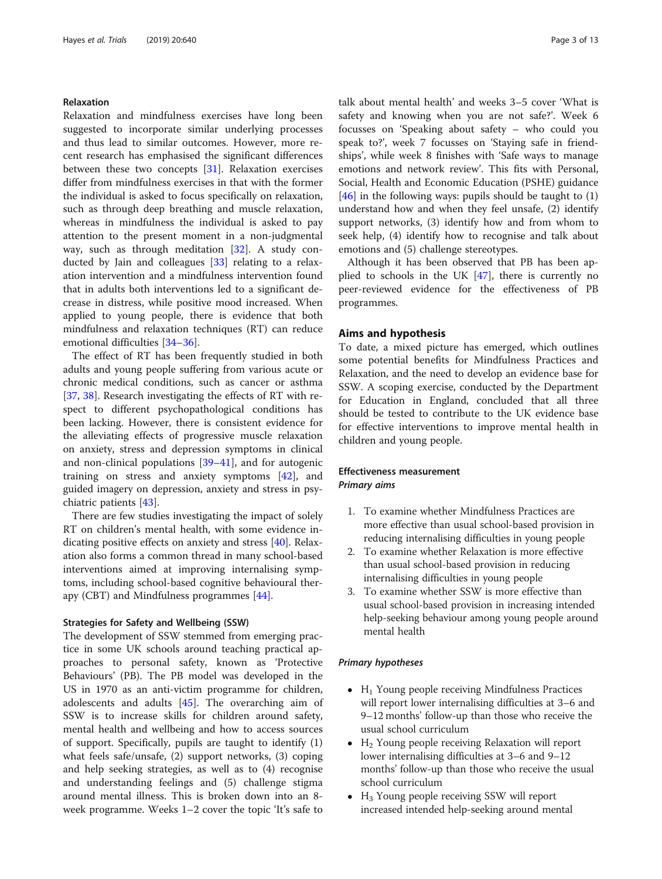### Relaxation

Relaxation and mindfulness exercises have long been suggested to incorporate similar underlying processes and thus lead to similar outcomes. However, more recent research has emphasised the significant differences between these two concepts [31]. Relaxation exercises differ from mindfulness exercises in that with the former the individual is asked to focus specifically on relaxation, such as through deep breathing and muscle relaxation, whereas in mindfulness the individual is asked to pay attention to the present moment in a non-judgmental way, such as through meditation [32]. A study conducted by Jain and colleagues [33] relating to a relaxation intervention and a mindfulness intervention found that in adults both interventions led to a significant decrease in distress, while positive mood increased. When applied to young people, there is evidence that both mindfulness and relaxation techniques (RT) can reduce emotional difficulties [34–36].

The effect of RT has been frequently studied in both adults and young people suffering from various acute or chronic medical conditions, such as cancer or asthma [37, 38]. Research investigating the effects of RT with respect to different psychopathological conditions has been lacking. However, there is consistent evidence for the alleviating effects of progressive muscle relaxation on anxiety, stress and depression symptoms in clinical and non-clinical populations [39–41], and for autogenic training on stress and anxiety symptoms [42], and guided imagery on depression, anxiety and stress in psychiatric patients [43].

There are few studies investigating the impact of solely RT on children's mental health, with some evidence indicating positive effects on anxiety and stress [40]. Relaxation also forms a common thread in many school-based interventions aimed at improving internalising symptoms, including school-based cognitive behavioural therapy (CBT) and Mindfulness programmes [44].

### Strategies for Safety and Wellbeing (SSW)

The development of SSW stemmed from emerging practice in some UK schools around teaching practical approaches to personal safety, known as 'Protective Behaviours' (PB). The PB model was developed in the US in 1970 as an anti-victim programme for children, adolescents and adults [45]. The overarching aim of SSW is to increase skills for children around safety, mental health and wellbeing and how to access sources of support. Specifically, pupils are taught to identify (1) what feels safe/unsafe, (2) support networks, (3) coping and help seeking strategies, as well as to (4) recognise and understanding feelings and (5) challenge stigma around mental illness. This is broken down into an 8-week programme. Weeks 1–2 cover the topic 'It's safe to talk about mental health' and weeks 3–5 cover 'What is safety and knowing when you are not safe?'. Week 6 focusses on 'Speaking about safety – who could you speak to?', week 7 focusses on 'Staying safe in friendships', while week 8 finishes with 'Safe ways to manage emotions and network review'. This fits with Personal, Social, Health and Economic Education (PSHE) guidance [46] in the following ways: pupils should be taught to (1) understand how and when they feel unsafe, (2) identify support networks, (3) identify how and from whom to seek help, (4) identify how to recognise and talk about emotions and (5) challenge stereotypes.

Although it has been observed that PB has been applied to schools in the UK [47], there is currently no peer-reviewed evidence for the effectiveness of PB programmes.

## Aims and hypothesis

To date, a mixed picture has emerged, which outlines some potential benefits for Mindfulness Practices and Relaxation, and the need to develop an evidence base for SSW. A scoping exercise, conducted by the Department for Education in England, concluded that all three should be tested to contribute to the UK evidence base for effective interventions to improve mental health in children and young people.

### Effectiveness measurement

#### *Primary aims*

1. To examine whether Mindfulness Practices are more effective than usual school-based provision in reducing internalising difficulties in young people
2. To examine whether Relaxation is more effective than usual school-based provision in reducing internalising difficulties in young people
3. To examine whether SSW is more effective than usual school-based provision in increasing intended help-seeking behaviour among young people around mental health

#### *Primary hypotheses*

- $H_1$ Young people receiving Mindfulness Practices will report lower internalising difficulties at 3–6 and 9–12 months' follow-up than those who receive the usual school curriculum
- $H_2$ Young people receiving Relaxation will report lower internalising difficulties at 3–6 and 9–12 months' follow-up than those who receive the usual school curriculum
- $H_3$ Young people receiving SSW will report increased intended help-seeking around mental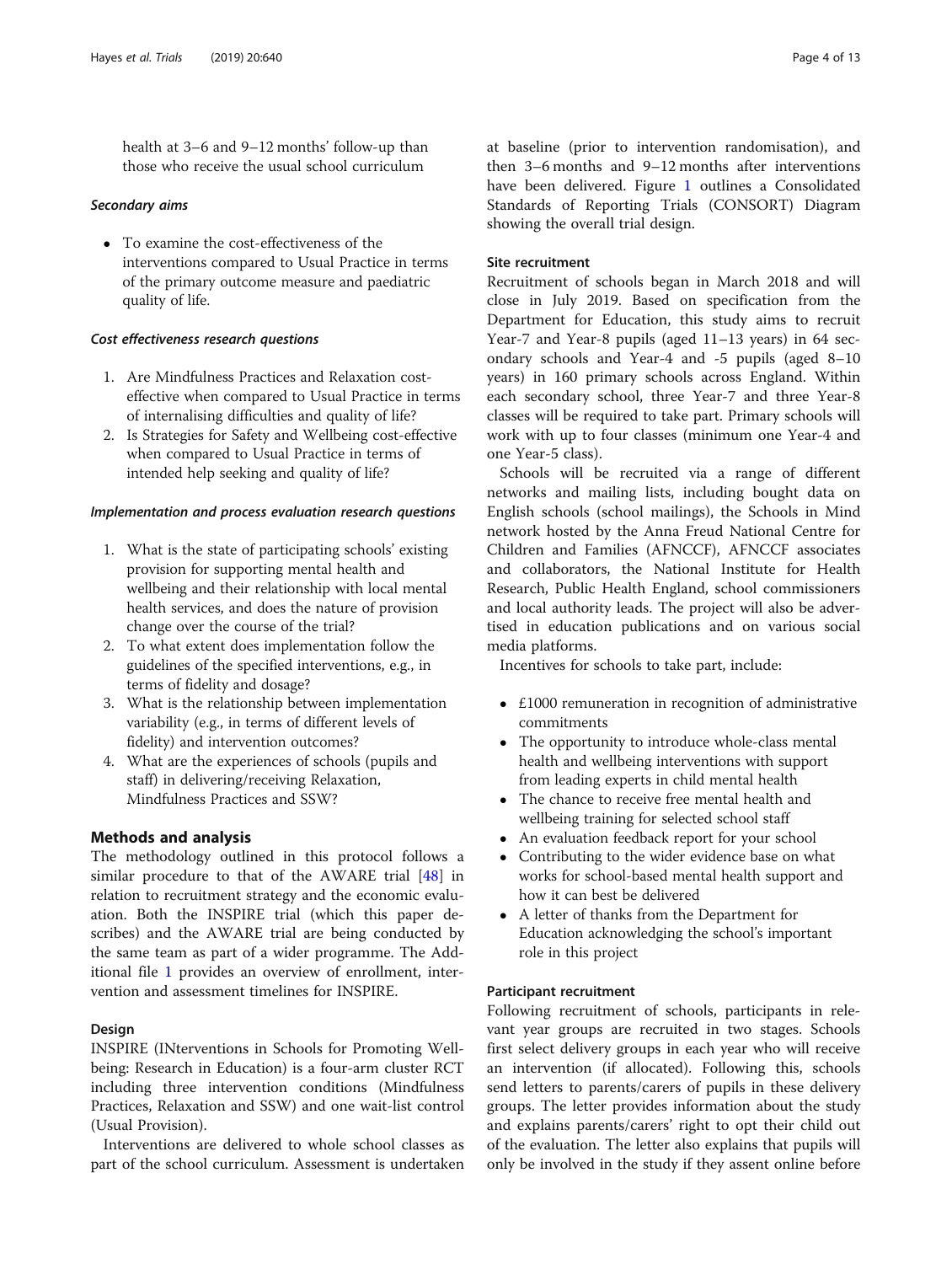health at 3–6 and 9–12 months' follow-up than those who receive the usual school curriculum

### Secondary aims

- To examine the cost-effectiveness of the interventions compared to Usual Practice in terms of the primary outcome measure and paediatric quality of life.

### Cost effectiveness research questions

1. Are Mindfulness Practices and Relaxation cost-effective when compared to Usual Practice in terms of internalising difficulties and quality of life?
2. Is Strategies for Safety and Wellbeing cost-effective when compared to Usual Practice in terms of intended help seeking and quality of life?

### Implementation and process evaluation research questions

1. What is the state of participating schools' existing provision for supporting mental health and wellbeing and their relationship with local mental health services, and does the nature of provision change over the course of the trial?
2. To what extent does implementation follow the guidelines of the specified interventions, e.g., in terms of fidelity and dosage?
3. What is the relationship between implementation variability (e.g., in terms of different levels of fidelity) and intervention outcomes?
4. What are the experiences of schools (pupils and staff) in delivering/receiving Relaxation, Mindfulness Practices and SSW?

## Methods and analysis

The methodology outlined in this protocol follows a similar procedure to that of the AWARE trial [48] in relation to recruitment strategy and the economic evaluation. Both the INSPIRE trial (which this paper describes) and the AWARE trial are being conducted by the same team as part of a wider programme. The Additional file 1 provides an overview of enrollment, intervention and assessment timelines for INSPIRE.

### Design

INSPIRE (INterventions in Schools for Promoting Wellbeing: Research in Education) is a four-arm cluster RCT including three intervention conditions (Mindfulness Practices, Relaxation and SSW) and one wait-list control (Usual Provision).

Interventions are delivered to whole school classes as part of the school curriculum. Assessment is undertaken at baseline (prior to intervention randomisation), and then 3–6 months and 9–12 months after interventions have been delivered. Figure 1 outlines a Consolidated Standards of Reporting Trials (CONSORT) Diagram showing the overall trial design.

### Site recruitment

Recruitment of schools began in March 2018 and will close in July 2019. Based on specification from the Department for Education, this study aims to recruit Year-7 and Year-8 pupils (aged 11–13 years) in 64 secondary schools and Year-4 and -5 pupils (aged 8–10 years) in 160 primary schools across England. Within each secondary school, three Year-7 and three Year-8 classes will be required to take part. Primary schools will work with up to four classes (minimum one Year-4 and one Year-5 class).

Schools will be recruited via a range of different networks and mailing lists, including bought data on English schools (school mailings), the Schools in Mind network hosted by the Anna Freud National Centre for Children and Families (AFNCCF), AFNCCF associates and collaborators, the National Institute for Health Research, Public Health England, school commissioners and local authority leads. The project will also be advertised in education publications and on various social media platforms.

Incentives for schools to take part, include:

- £1000 remuneration in recognition of administrative commitments
- The opportunity to introduce whole-class mental health and wellbeing interventions with support from leading experts in child mental health
- The chance to receive free mental health and wellbeing training for selected school staff
- An evaluation feedback report for your school
- Contributing to the wider evidence base on what works for school-based mental health support and how it can best be delivered
- A letter of thanks from the Department for Education acknowledging the school's important role in this project

### Participant recruitment

Following recruitment of schools, participants in relevant year groups are recruited in two stages. Schools first select delivery groups in each year who will receive an intervention (if allocated). Following this, schools send letters to parents/carers of pupils in these delivery groups. The letter provides information about the study and explains parents/carers' right to opt their child out of the evaluation. The letter also explains that pupils will only be involved in the study if they assent online before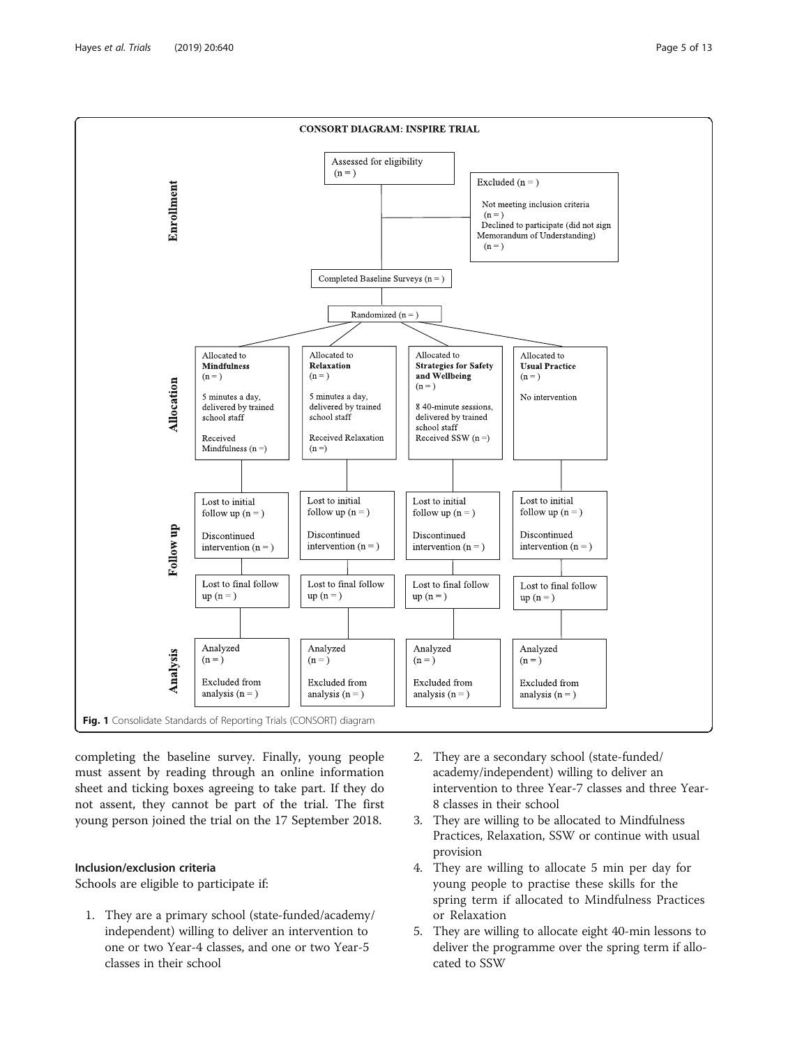**CONSORT DIAGRAM: INSPIRE TRIAL**

**Enrollment**

Assessed for eligibility (n = )

Excluded (n = )
- Not meeting inclusion criteria (n = )
- Declined to participate (did not sign Memorandum of Understanding) (n = )

Completed Baseline Surveys (n = )

Randomized (n = )

**Allocation**

| Allocated to **Mindfulness** (n = ) | Allocated to **Relaxation** (n = ) | Allocated to **Strategies for Safety and Wellbeing** (n = ) | Allocated to **Usual Practice** (n = ) |
|---|---|---|---|
| 5 minutes a day, delivered by trained school staff | 5 minutes a day, delivered by trained school staff | 8 40-minute sessions, delivered by trained school staff | No intervention |
| Received Mindfulness (n =) | Received Relaxation (n =) | Received SSW (n =) | |

**Follow up**

| Mindfulness | Relaxation | SSW | Usual Practice |
|---|---|---|---|
| Lost to initial follow up (n = ) | Lost to initial follow up (n = ) | Lost to initial follow up (n = ) | Lost to initial follow up (n = ) |
| Discontinued intervention (n = ) | Discontinued intervention (n = ) | Discontinued intervention (n = ) | Discontinued intervention (n = ) |
| Lost to final follow up (n = ) | Lost to final follow up (n = ) | Lost to final follow up (n = ) | Lost to final follow up (n = ) |

**Analysis**

| Mindfulness | Relaxation | SSW | Usual Practice |
|---|---|---|---|
| Analyzed (n = ) | Analyzed (n = ) | Analyzed (n = ) | Analyzed (n = ) |
| Excluded from analysis (n = ) | Excluded from analysis (n = ) | Excluded from analysis (n = ) | Excluded from analysis (n = ) |

**Fig. 1** Consolidate Standards of Reporting Trials (CONSORT) diagram

completing the baseline survey. Finally, young people must assent by reading through an online information sheet and ticking boxes agreeing to take part. If they do not assent, they cannot be part of the trial. The first young person joined the trial on the 17 September 2018.

### Inclusion/exclusion criteria

Schools are eligible to participate if:

1. They are a primary school (state-funded/academy/independent) willing to deliver an intervention to one or two Year-4 classes, and one or two Year-5 classes in their school
2. They are a secondary school (state-funded/academy/independent) willing to deliver an intervention to three Year-7 classes and three Year-8 classes in their school
3. They are willing to be allocated to Mindfulness Practices, Relaxation, SSW or continue with usual provision
4. They are willing to allocate 5 min per day for young people to practise these skills for the spring term if allocated to Mindfulness Practices or Relaxation
5. They are willing to allocate eight 40-min lessons to deliver the programme over the spring term if allocated to SSW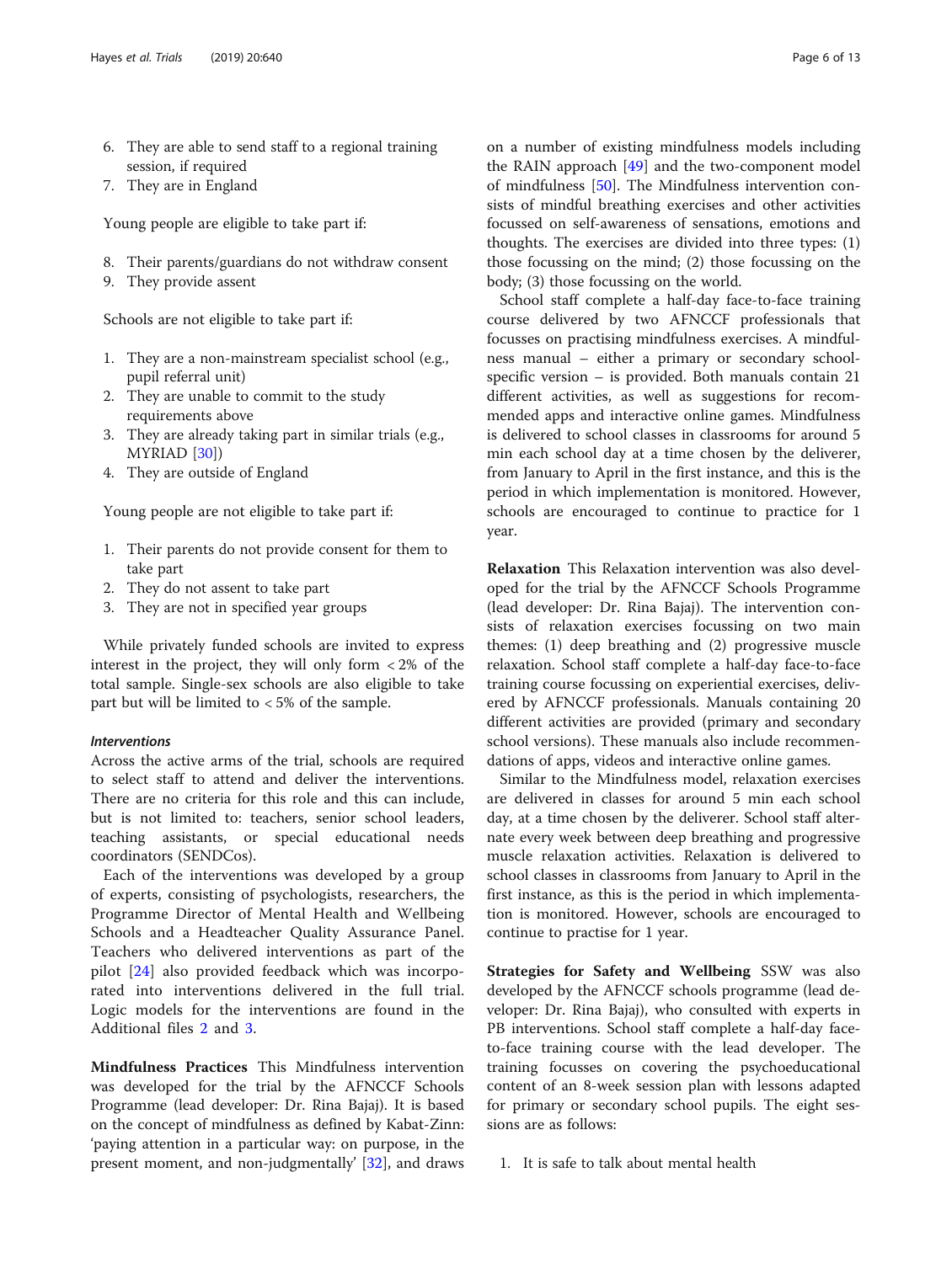6. They are able to send staff to a regional training session, if required
7. They are in England

Young people are eligible to take part if:

8. Their parents/guardians do not withdraw consent
9. They provide assent

Schools are not eligible to take part if:

1. They are a non-mainstream specialist school (e.g., pupil referral unit)
2. They are unable to commit to the study requirements above
3. They are already taking part in similar trials (e.g., MYRIAD [30])
4. They are outside of England

Young people are not eligible to take part if:

1. Their parents do not provide consent for them to take part
2. They do not assent to take part
3. They are not in specified year groups

While privately funded schools are invited to express interest in the project, they will only form < 2% of the total sample. Single-sex schools are also eligible to take part but will be limited to < 5% of the sample.

### *Interventions*

Across the active arms of the trial, schools are required to select staff to attend and deliver the interventions. There are no criteria for this role and this can include, but is not limited to: teachers, senior school leaders, teaching assistants, or special educational needs coordinators (SENDCos).

Each of the interventions was developed by a group of experts, consisting of psychologists, researchers, the Programme Director of Mental Health and Wellbeing Schools and a Headteacher Quality Assurance Panel. Teachers who delivered interventions as part of the pilot [24] also provided feedback which was incorporated into interventions delivered in the full trial. Logic models for the interventions are found in the Additional files 2 and 3.

**Mindfulness Practices** This Mindfulness intervention was developed for the trial by the AFNCCF Schools Programme (lead developer: Dr. Rina Bajaj). It is based on the concept of mindfulness as defined by Kabat-Zinn: 'paying attention in a particular way: on purpose, in the present moment, and non-judgmentally' [32], and draws on a number of existing mindfulness models including the RAIN approach [49] and the two-component model of mindfulness [50]. The Mindfulness intervention consists of mindful breathing exercises and other activities focussed on self-awareness of sensations, emotions and thoughts. The exercises are divided into three types: (1) those focussing on the mind; (2) those focussing on the body; (3) those focussing on the world.

School staff complete a half-day face-to-face training course delivered by two AFNCCF professionals that focusses on practising mindfulness exercises. A mindfulness manual – either a primary or secondary school-specific version – is provided. Both manuals contain 21 different activities, as well as suggestions for recommended apps and interactive online games. Mindfulness is delivered to school classes in classrooms for around 5 min each school day at a time chosen by the deliverer, from January to April in the first instance, and this is the period in which implementation is monitored. However, schools are encouraged to continue to practice for 1 year.

**Relaxation** This Relaxation intervention was also developed for the trial by the AFNCCF Schools Programme (lead developer: Dr. Rina Bajaj). The intervention consists of relaxation exercises focussing on two main themes: (1) deep breathing and (2) progressive muscle relaxation. School staff complete a half-day face-to-face training course focussing on experiential exercises, delivered by AFNCCF professionals. Manuals containing 20 different activities are provided (primary and secondary school versions). These manuals also include recommendations of apps, videos and interactive online games.

Similar to the Mindfulness model, relaxation exercises are delivered in classes for around 5 min each school day, at a time chosen by the deliverer. School staff alternate every week between deep breathing and progressive muscle relaxation activities. Relaxation is delivered to school classes in classrooms from January to April in the first instance, as this is the period in which implementation is monitored. However, schools are encouraged to continue to practise for 1 year.

**Strategies for Safety and Wellbeing** SSW was also developed by the AFNCCF schools programme (lead developer: Dr. Rina Bajaj), who consulted with experts in PB interventions. School staff complete a half-day face-to-face training course with the lead developer. The training focusses on covering the psychoeducational content of an 8-week session plan with lessons adapted for primary or secondary school pupils. The eight sessions are as follows:

1. It is safe to talk about mental health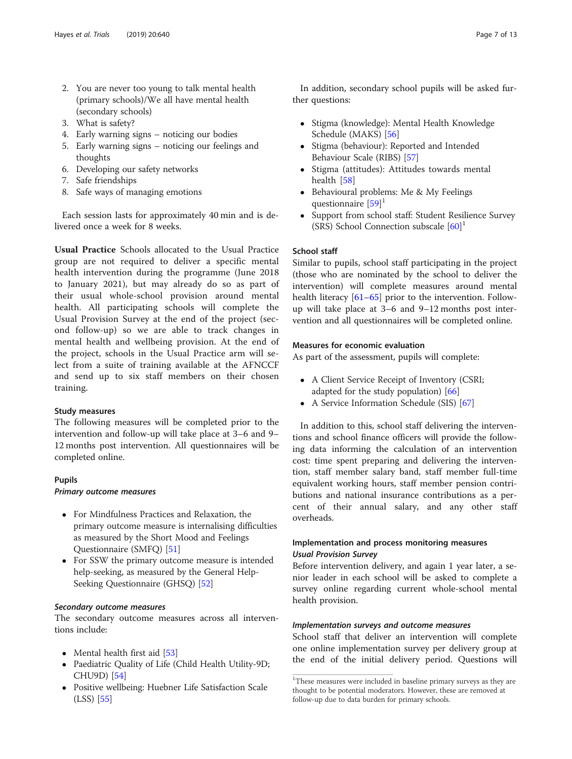2. You are never too young to talk mental health (primary schools)/We all have mental health (secondary schools)
3. What is safety?
4. Early warning signs – noticing our bodies
5. Early warning signs – noticing our feelings and thoughts
6. Developing our safety networks
7. Safe friendships
8. Safe ways of managing emotions

Each session lasts for approximately 40 min and is delivered once a week for 8 weeks.

**Usual Practice** Schools allocated to the Usual Practice group are not required to deliver a specific mental health intervention during the programme (June 2018 to January 2021), but may already do so as part of their usual whole-school provision around mental health. All participating schools will complete the Usual Provision Survey at the end of the project (second follow-up) so we are able to track changes in mental health and wellbeing provision. At the end of the project, schools in the Usual Practice arm will select from a suite of training available at the AFNCCF and send up to six staff members on their chosen training.

### Study measures

The following measures will be completed prior to the intervention and follow-up will take place at 3–6 and 9–12 months post intervention. All questionnaires will be completed online.

### Pupils

#### *Primary outcome measures*

- For Mindfulness Practices and Relaxation, the primary outcome measure is internalising difficulties as measured by the Short Mood and Feelings Questionnaire (SMFQ) [51]
- For SSW the primary outcome measure is intended help-seeking, as measured by the General Help-Seeking Questionnaire (GHSQ) [52]

#### *Secondary outcome measures*

The secondary outcome measures across all interventions include:

- Mental health first aid [53]
- Paediatric Quality of Life (Child Health Utility-9D; CHU9D) [54]
- Positive wellbeing: Huebner Life Satisfaction Scale (LSS) [55]

In addition, secondary school pupils will be asked further questions:

- Stigma (knowledge): Mental Health Knowledge Schedule (MAKS) [56]
- Stigma (behaviour): Reported and Intended Behaviour Scale (RIBS) [57]
- Stigma (attitudes): Attitudes towards mental health [58]
- Behavioural problems: Me & My Feelings questionnaire [59][1]
- Support from school staff: Student Resilience Survey (SRS) School Connection subscale [60][1]

### School staff

Similar to pupils, school staff participating in the project (those who are nominated by the school to deliver the intervention) will complete measures around mental health literacy [61–65] prior to the intervention. Follow-up will take place at 3–6 and 9–12 months post intervention and all questionnaires will be completed online.

### Measures for economic evaluation

As part of the assessment, pupils will complete:

- A Client Service Receipt of Inventory (CSRI; adapted for the study population) [66]
- A Service Information Schedule (SIS) [67]

In addition to this, school staff delivering the interventions and school finance officers will provide the following data informing the calculation of an intervention cost: time spent preparing and delivering the intervention, staff member salary band, staff member full-time equivalent working hours, staff member pension contributions and national insurance contributions as a percent of their annual salary, and any other staff overheads.

### Implementation and process monitoring measures

#### *Usual Provision Survey*

Before intervention delivery, and again 1 year later, a senior leader in each school will be asked to complete a survey online regarding current whole-school mental health provision.

#### *Implementation surveys and outcome measures*

School staff that deliver an intervention will complete one online implementation survey per delivery group at the end of the initial delivery period. Questions will

[1] These measures were included in baseline primary surveys as they are thought to be potential moderators. However, these are removed at follow-up due to data burden for primary schools.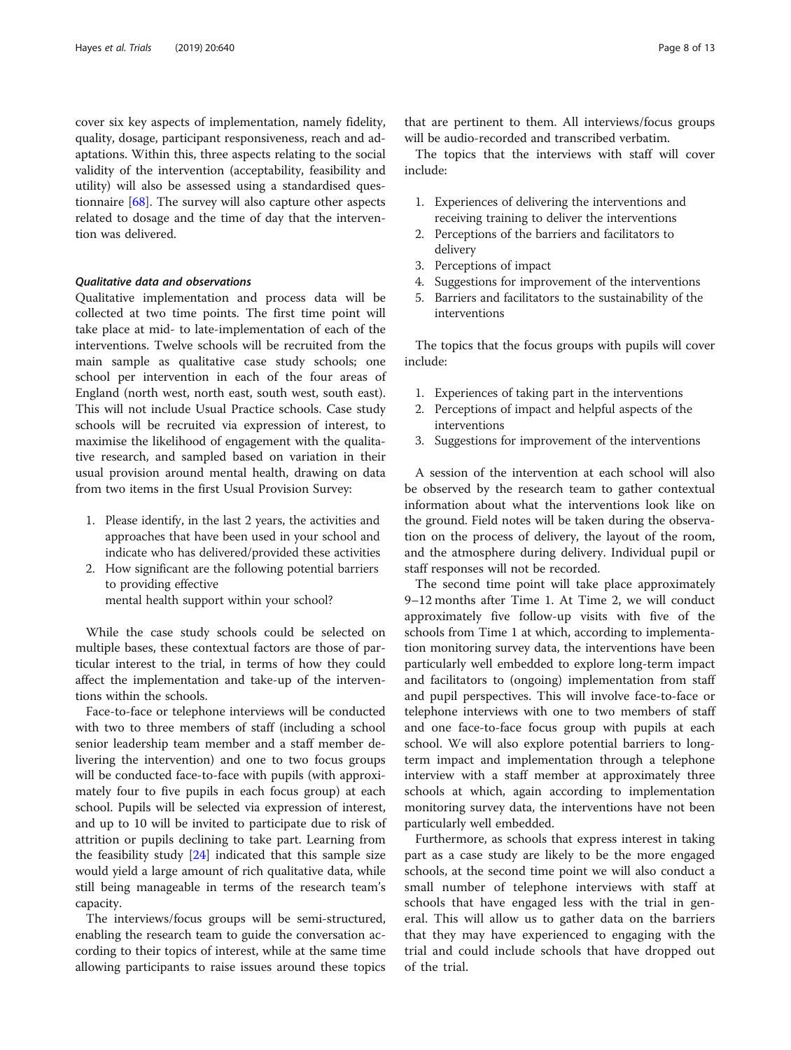cover six key aspects of implementation, namely fidelity, quality, dosage, participant responsiveness, reach and adaptations. Within this, three aspects relating to the social validity of the intervention (acceptability, feasibility and utility) will also be assessed using a standardised questionnaire [68]. The survey will also capture other aspects related to dosage and the time of day that the intervention was delivered.

### *Qualitative data and observations*

Qualitative implementation and process data will be collected at two time points. The first time point will take place at mid- to late-implementation of each of the interventions. Twelve schools will be recruited from the main sample as qualitative case study schools; one school per intervention in each of the four areas of England (north west, north east, south west, south east). This will not include Usual Practice schools. Case study schools will be recruited via expression of interest, to maximise the likelihood of engagement with the qualitative research, and sampled based on variation in their usual provision around mental health, drawing on data from two items in the first Usual Provision Survey:

1. Please identify, in the last 2 years, the activities and approaches that have been used in your school and indicate who has delivered/provided these activities
2. How significant are the following potential barriers to providing effective mental health support within your school?

While the case study schools could be selected on multiple bases, these contextual factors are those of particular interest to the trial, in terms of how they could affect the implementation and take-up of the interventions within the schools.

Face-to-face or telephone interviews will be conducted with two to three members of staff (including a school senior leadership team member and a staff member delivering the intervention) and one to two focus groups will be conducted face-to-face with pupils (with approximately four to five pupils in each focus group) at each school. Pupils will be selected via expression of interest, and up to 10 will be invited to participate due to risk of attrition or pupils declining to take part. Learning from the feasibility study [24] indicated that this sample size would yield a large amount of rich qualitative data, while still being manageable in terms of the research team's capacity.

The interviews/focus groups will be semi-structured, enabling the research team to guide the conversation according to their topics of interest, while at the same time allowing participants to raise issues around these topics that are pertinent to them. All interviews/focus groups will be audio-recorded and transcribed verbatim.

The topics that the interviews with staff will cover include:

1. Experiences of delivering the interventions and receiving training to deliver the interventions
2. Perceptions of the barriers and facilitators to delivery
3. Perceptions of impact
4. Suggestions for improvement of the interventions
5. Barriers and facilitators to the sustainability of the interventions

The topics that the focus groups with pupils will cover include:

1. Experiences of taking part in the interventions
2. Perceptions of impact and helpful aspects of the interventions
3. Suggestions for improvement of the interventions

A session of the intervention at each school will also be observed by the research team to gather contextual information about what the interventions look like on the ground. Field notes will be taken during the observation on the process of delivery, the layout of the room, and the atmosphere during delivery. Individual pupil or staff responses will not be recorded.

The second time point will take place approximately 9–12 months after Time 1. At Time 2, we will conduct approximately five follow-up visits with five of the schools from Time 1 at which, according to implementation monitoring survey data, the interventions have been particularly well embedded to explore long-term impact and facilitators to (ongoing) implementation from staff and pupil perspectives. This will involve face-to-face or telephone interviews with one to two members of staff and one face-to-face focus group with pupils at each school. We will also explore potential barriers to long-term impact and implementation through a telephone interview with a staff member at approximately three schools at which, again according to implementation monitoring survey data, the interventions have not been particularly well embedded.

Furthermore, as schools that express interest in taking part as a case study are likely to be the more engaged schools, at the second time point we will also conduct a small number of telephone interviews with staff at schools that have engaged less with the trial in general. This will allow us to gather data on the barriers that they may have experienced to engaging with the trial and could include schools that have dropped out of the trial.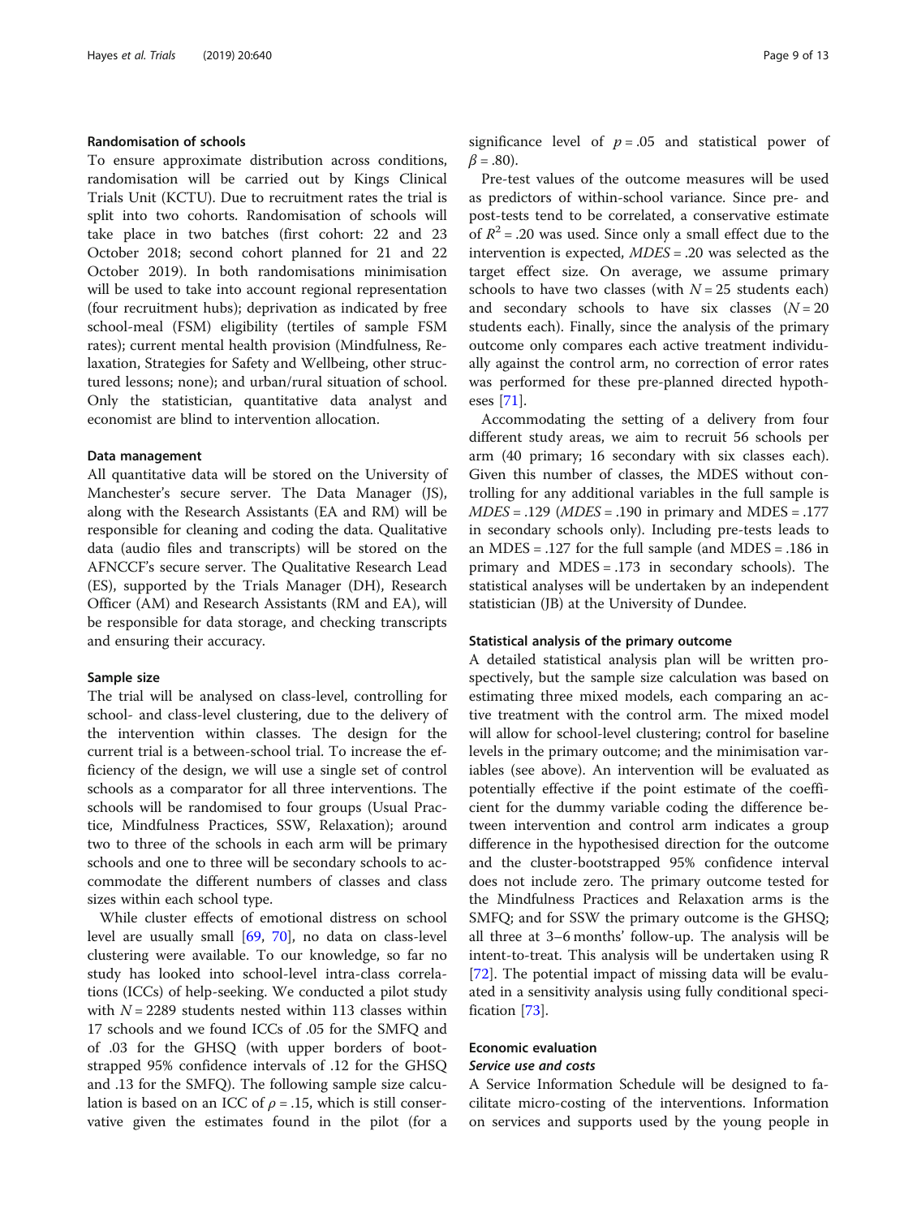### Randomisation of schools

To ensure approximate distribution across conditions, randomisation will be carried out by Kings Clinical Trials Unit (KCTU). Due to recruitment rates the trial is split into two cohorts. Randomisation of schools will take place in two batches (first cohort: 22 and 23 October 2018; second cohort planned for 21 and 22 October 2019). In both randomisations minimisation will be used to take into account regional representation (four recruitment hubs); deprivation as indicated by free school-meal (FSM) eligibility (tertiles of sample FSM rates); current mental health provision (Mindfulness, Relaxation, Strategies for Safety and Wellbeing, other structured lessons; none); and urban/rural situation of school. Only the statistician, quantitative data analyst and economist are blind to intervention allocation.

### Data management

All quantitative data will be stored on the University of Manchester's secure server. The Data Manager (JS), along with the Research Assistants (EA and RM) will be responsible for cleaning and coding the data. Qualitative data (audio files and transcripts) will be stored on the AFNCCF's secure server. The Qualitative Research Lead (ES), supported by the Trials Manager (DH), Research Officer (AM) and Research Assistants (RM and EA), will be responsible for data storage, and checking transcripts and ensuring their accuracy.

### Sample size

The trial will be analysed on class-level, controlling for school- and class-level clustering, due to the delivery of the intervention within classes. The design for the current trial is a between-school trial. To increase the efficiency of the design, we will use a single set of control schools as a comparator for all three interventions. The schools will be randomised to four groups (Usual Practice, Mindfulness Practices, SSW, Relaxation); around two to three of the schools in each arm will be primary schools and one to three will be secondary schools to accommodate the different numbers of classes and class sizes within each school type.

While cluster effects of emotional distress on school level are usually small [69, 70], no data on class-level clustering were available. To our knowledge, so far no study has looked into school-level intra-class correlations (ICCs) of help-seeking. We conducted a pilot study with $N = 2289$ students nested within 113 classes within 17 schools and we found ICCs of .05 for the SMFQ and of .03 for the GHSQ (with upper borders of bootstrapped 95% confidence intervals of .12 for the GHSQ and .13 for the SMFQ). The following sample size calculation is based on an ICC of $\rho = .15$, which is still conservative given the estimates found in the pilot (for a significance level of $p = .05$ and statistical power of $\beta = .80$).

Pre-test values of the outcome measures will be used as predictors of within-school variance. Since pre- and post-tests tend to be correlated, a conservative estimate of $R^2 = .20$ was used. Since only a small effect due to the intervention is expected, $MDES = .20$ was selected as the target effect size. On average, we assume primary schools to have two classes (with $N = 25$ students each) and secondary schools to have six classes ($N = 20$ students each). Finally, since the analysis of the primary outcome only compares each active treatment individually against the control arm, no correction of error rates was performed for these pre-planned directed hypotheses [71].

Accommodating the setting of a delivery from four different study areas, we aim to recruit 56 schools per arm (40 primary; 16 secondary with six classes each). Given this number of classes, the MDES without controlling for any additional variables in the full sample is $MDES = .129$ ($MDES = .190$ in primary and $MDES = .177$ in secondary schools only). Including pre-tests leads to an $MDES = .127$ for the full sample (and $MDES = .186$ in primary and $MDES = .173$ in secondary schools). The statistical analyses will be undertaken by an independent statistician (JB) at the University of Dundee.

### Statistical analysis of the primary outcome

A detailed statistical analysis plan will be written prospectively, but the sample size calculation was based on estimating three mixed models, each comparing an active treatment with the control arm. The mixed model will allow for school-level clustering; control for baseline levels in the primary outcome; and the minimisation variables (see above). An intervention will be evaluated as potentially effective if the point estimate of the coefficient for the dummy variable coding the difference between intervention and control arm indicates a group difference in the hypothesised direction for the outcome and the cluster-bootstrapped 95% confidence interval does not include zero. The primary outcome tested for the Mindfulness Practices and Relaxation arms is the SMFQ; and for SSW the primary outcome is the GHSQ; all three at 3–6 months' follow-up. The analysis will be intent-to-treat. This analysis will be undertaken using R [72]. The potential impact of missing data will be evaluated in a sensitivity analysis using fully conditional specification [73].

### Economic evaluation

#### *Service use and costs*

A Service Information Schedule will be designed to facilitate micro-costing of the interventions. Information on services and supports used by the young people in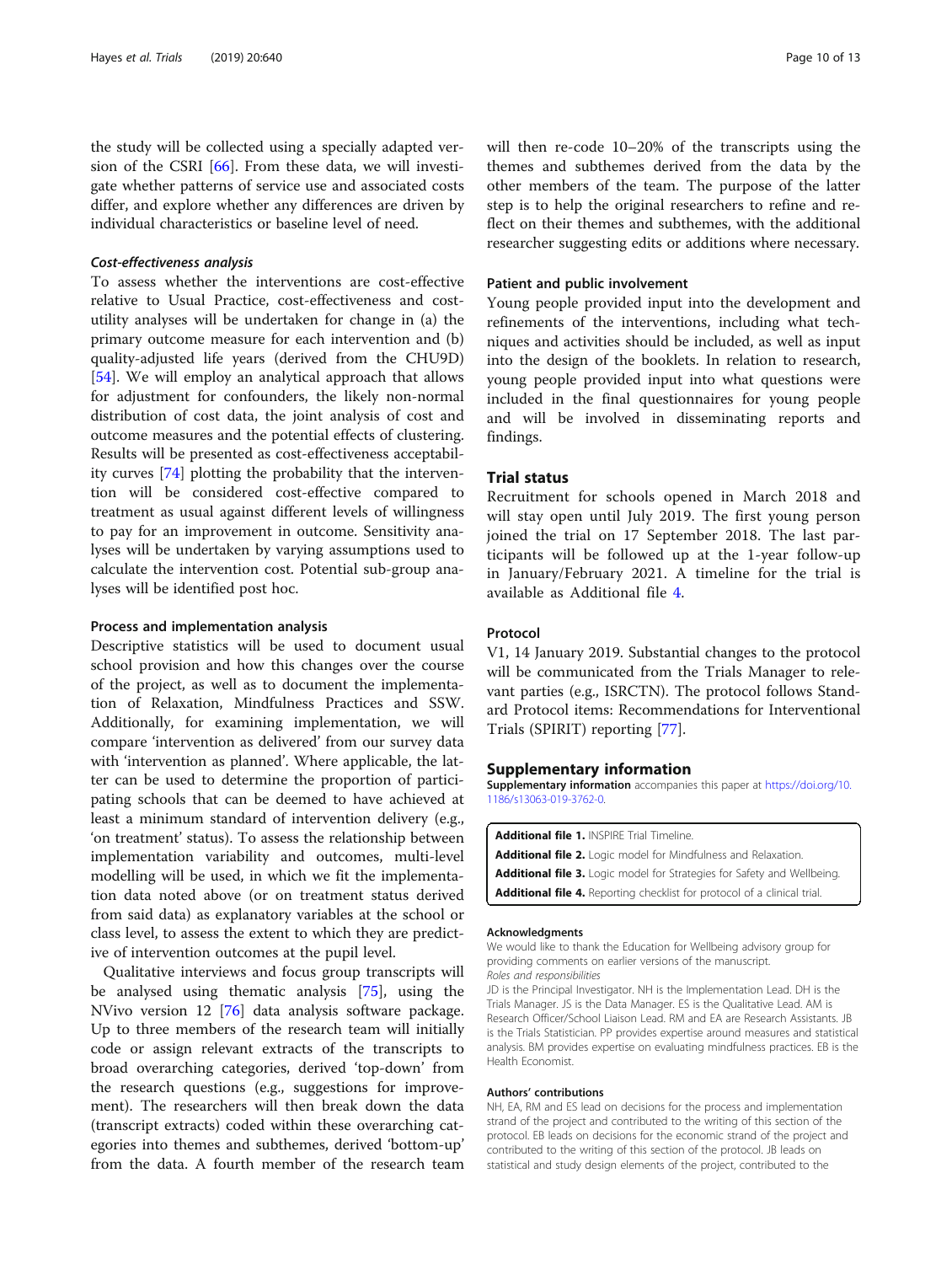the study will be collected using a specially adapted version of the CSRI [66]. From these data, we will investigate whether patterns of service use and associated costs differ, and explore whether any differences are driven by individual characteristics or baseline level of need.

#### *Cost-effectiveness analysis*

To assess whether the interventions are cost-effective relative to Usual Practice, cost-effectiveness and cost-utility analyses will be undertaken for change in (a) the primary outcome measure for each intervention and (b) quality-adjusted life years (derived from the CHU9D) [54]. We will employ an analytical approach that allows for adjustment for confounders, the likely non-normal distribution of cost data, the joint analysis of cost and outcome measures and the potential effects of clustering. Results will be presented as cost-effectiveness acceptability curves [74] plotting the probability that the intervention will be considered cost-effective compared to treatment as usual against different levels of willingness to pay for an improvement in outcome. Sensitivity analyses will be undertaken by varying assumptions used to calculate the intervention cost. Potential sub-group analyses will be identified post hoc.

### Process and implementation analysis

Descriptive statistics will be used to document usual school provision and how this changes over the course of the project, as well as to document the implementation of Relaxation, Mindfulness Practices and SSW. Additionally, for examining implementation, we will compare 'intervention as delivered' from our survey data with 'intervention as planned'. Where applicable, the latter can be used to determine the proportion of participating schools that can be deemed to have achieved at least a minimum standard of intervention delivery (e.g., 'on treatment' status). To assess the relationship between implementation variability and outcomes, multi-level modelling will be used, in which we fit the implementation data noted above (or on treatment status derived from said data) as explanatory variables at the school or class level, to assess the extent to which they are predictive of intervention outcomes at the pupil level.

Qualitative interviews and focus group transcripts will be analysed using thematic analysis [75], using the NVivo version 12 [76] data analysis software package. Up to three members of the research team will initially code or assign relevant extracts of the transcripts to broad overarching categories, derived 'top-down' from the research questions (e.g., suggestions for improvement). The researchers will then break down the data (transcript extracts) coded within these overarching categories into themes and subthemes, derived 'bottom-up' from the data. A fourth member of the research team will then re-code 10–20% of the transcripts using the themes and subthemes derived from the data by the other members of the team. The purpose of the latter step is to help the original researchers to refine and reflect on their themes and subthemes, with the additional researcher suggesting edits or additions where necessary.

### Patient and public involvement

Young people provided input into the development and refinements of the interventions, including what techniques and activities should be included, as well as input into the design of the booklets. In relation to research, young people provided input into what questions were included in the final questionnaires for young people and will be involved in disseminating reports and findings.

## Trial status

Recruitment for schools opened in March 2018 and will stay open until July 2019. The first young person joined the trial on 17 September 2018. The last participants will be followed up at the 1-year follow-up in January/February 2021. A timeline for the trial is available as Additional file 4.

### Protocol

V1, 14 January 2019. Substantial changes to the protocol will be communicated from the Trials Manager to relevant parties (e.g., ISRCTN). The protocol follows Standard Protocol items: Recommendations for Interventional Trials (SPIRIT) reporting [77].

## Supplementary information

**Supplementary information** accompanies this paper at https://doi.org/10.1186/s13063-019-3762-0.

**Additional file 1.** INSPIRE Trial Timeline.
**Additional file 2.** Logic model for Mindfulness and Relaxation.
**Additional file 3.** Logic model for Strategies for Safety and Wellbeing.
**Additional file 4.** Reporting checklist for protocol of a clinical trial.

#### Acknowledgments

We would like to thank the Education for Wellbeing advisory group for providing comments on earlier versions of the manuscript.

*Roles and responsibilities*

JD is the Principal Investigator. NH is the Implementation Lead. DH is the Trials Manager. JS is the Data Manager. ES is the Qualitative Lead. AM is Research Officer/School Liaison Lead. RM and EA are Research Assistants. JB is the Trials Statistician. PP provides expertise around measures and statistical analysis. BM provides expertise on evaluating mindfulness practices. EB is the Health Economist.

#### Authors' contributions

NH, EA, RM and ES lead on decisions for the process and implementation strand of the project and contributed to the writing of this section of the protocol. EB leads on decisions for the economic strand of the project and contributed to the writing of this section of the protocol. JB leads on statistical and study design elements of the project, contributed to the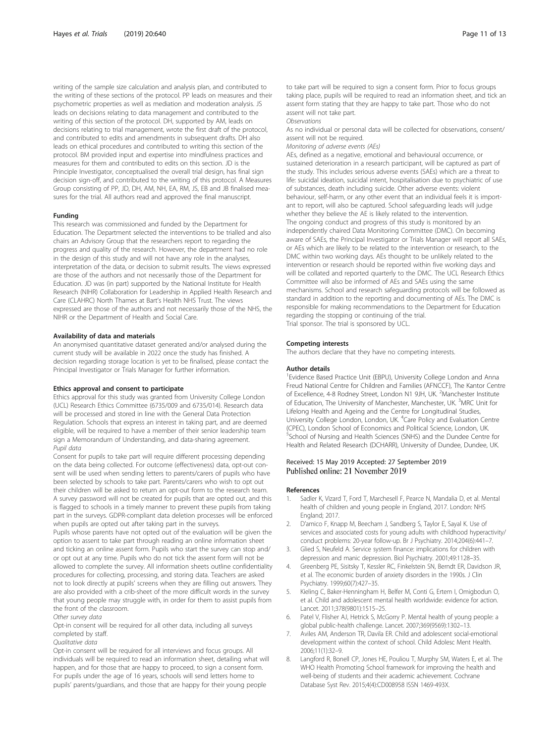writing of the sample size calculation and analysis plan, and contributed to the writing of these sections of the protocol. PP leads on measures and their psychometric properties as well as mediation and moderation analysis. JS leads on decisions relating to data management and contributed to the writing of this section of the protocol. DH, supported by AM, leads on decisions relating to trial management, wrote the first draft of the protocol, and contributed to edits and amendments in subsequent drafts. DH also leads on ethical procedures and contributed to writing this section of the protocol. BM provided input and expertise into mindfulness practices and measures for them and contributed to edits on this section. JD is the Principle Investigator, conceptualised the overall trial design, has final sign decision sign-off, and contributed to the writing of this protocol. A Measures Group consisting of PP, JD, DH, AM, NH, EA, RM, JS, EB and JB finalised measures for the trial. All authors read and approved the final manuscript.

#### Funding

This research was commissioned and funded by the Department for Education. The Department selected the interventions to be trialled and also chairs an Advisory Group that the researchers report to regarding the progress and quality of the research. However, the department had no role in the design of this study and will not have any role in the analyses, interpretation of the data, or decision to submit results. The views expressed are those of the authors and not necessarily those of the Department for Education. JD was (in part) supported by the National Institute for Health Research (NIHR) Collaboration for Leadership in Applied Health Research and Care (CLAHRC) North Thames at Bart's Health NHS Trust. The views expressed are those of the authors and not necessarily those of the NHS, the NIHR or the Department of Health and Social Care.

#### Availability of data and materials

An anonymised quantitative dataset generated and/or analysed during the current study will be available in 2022 once the study has finished. A decision regarding storage location is yet to be finalised, please contact the Principal Investigator or Trials Manager for further information.

#### Ethics approval and consent to participate

Ethics approval for this study was granted from University College London (UCL) Research Ethics Committee (6735/009 and 6735/014). Research data will be processed and stored in line with the General Data Protection Regulation. Schools that express an interest in taking part, and are deemed eligible, will be required to have a member of their senior leadership team sign a Memorandum of Understanding, and data-sharing agreement.

*Pupil data*

Consent for pupils to take part will require different processing depending on the data being collected. For outcome (effectiveness) data, opt-out consent will be used when sending letters to parents/carers of pupils who have been selected by schools to take part. Parents/carers who wish to opt out their children will be asked to return an opt-out form to the research team. A survey password will not be created for pupils that are opted out, and this is flagged to schools in a timely manner to prevent these pupils from taking part in the surveys. GDPR-compliant data deletion processes will be enforced when pupils are opted out after taking part in the surveys.

Pupils whose parents have not opted out of the evaluation will be given the option to assent to take part through reading an online information sheet and ticking an online assent form. Pupils who start the survey can stop and/ or opt out at any time. Pupils who do not tick the assent form will not be allowed to complete the survey. All information sheets outline confidentiality procedures for collecting, processing, and storing data. Teachers are asked not to look directly at pupils' screens when they are filling out answers. They are also provided with a crib-sheet of the more difficult words in the survey that young people may struggle with, in order for them to assist pupils from the front of the classroom.

*Other survey data*

Opt-in consent will be required for all other data, including all surveys completed by staff.

*Qualitative data*

Opt-in consent will be required for all interviews and focus groups. All individuals will be required to read an information sheet, detailing what will happen, and for those that are happy to proceed, to sign a consent form. For pupils under the age of 16 years, schools will send letters home to pupils' parents/guardians, and those that are happy for their young people to take part will be required to sign a consent form. Prior to focus groups taking place, pupils will be required to read an information sheet, and tick an assent form stating that they are happy to take part. Those who do not assent will not take part.

*Observations*

As no individual or personal data will be collected for observations, consent/ assent will not be required.

*Monitoring of adverse events (AEs)*

AEs, defined as a negative, emotional and behavioural occurrence, or sustained deterioration in a research participant, will be captured as part of the study. This includes serious adverse events (SAEs) which are a threat to life: suicidal ideation, suicidal intent, hospitalisation due to psychiatric of use of substances, death including suicide. Other adverse events: violent behaviour, self-harm, or any other event that an individual feels it is important to report, will also be captured. School safeguarding leads will judge whether they believe the AE is likely related to the intervention.

The ongoing conduct and progress of this study is monitored by an independently chaired Data Monitoring Committee (DMC). On becoming aware of SAEs, the Principal Investigator or Trials Manager will report all SAEs, or AEs which are likely to be related to the intervention or research, to the DMC within two working days. AEs thought to be unlikely related to the intervention or research should be reported within five working days and will be collated and reported quarterly to the DMC. The UCL Research Ethics Committee will also be informed of AEs and SAEs using the same mechanisms. School and research safeguarding protocols will be followed as standard in addition to the reporting and documenting of AEs. The DMC is responsible for making recommendations to the Department for Education regarding the stopping or continuing of the trial.

Trial sponsor. The trial is sponsored by UCL.

#### Competing interests

The authors declare that they have no competing interests.

#### Author details

[1]Evidence Based Practice Unit (EBPU), University College London and Anna Freud National Centre for Children and Families (AFNCCF), The Kantor Centre of Excellence, 4-8 Rodney Street, London N1 9JH, UK. [2]Manchester Institute of Education, The University of Manchester, Manchester, UK. [3]MRC Unit for Lifelong Health and Ageing and the Centre for Longitudinal Studies, University College London, London, UK. [4]Care Policy and Evaluation Centre (CPEC), London School of Economics and Political Science, London, UK. [5]School of Nursing and Health Sciences (SNHS) and the Dundee Centre for Health and Related Research (DCHARR), University of Dundee, Dundee, UK.

Received: 15 May 2019 Accepted: 27 September 2019
Published online: 21 November 2019

#### References

1. Sadler K, Vizard T, Ford T, Marchesell F, Pearce N, Mandalia D, et al. Mental health of children and young people in England, 2017. London: NHS England; 2017.
2. D'amico F, Knapp M, Beecham J, Sandberg S, Taylor E, Sayal K. Use of services and associated costs for young adults with childhood hyperactivity/ conduct problems: 20-year follow-up. Br J Psychiatry. 2014;204(6):441–7.
3. Glied S, Neufeld A. Service system finance: implications for children with depression and manic depression. Biol Psychiatry. 2001;49:1128–35.
4. Greenberg PE, Sisitsky T, Kessler RC, Finkelstein SN, Berndt ER, Davidson JR, et al. The economic burden of anxiety disorders in the 1990s. J Clin Psychiatry. 1999;60(7):427–35.
5. Kieling C, Baker-Henningham H, Belfer M, Conti G, Ertem I, Omigbodun O, et al. Child and adolescent mental health worldwide: evidence for action. Lancet. 2011;378(9801):1515–25.
6. Patel V, Flisher AJ, Hetrick S, McGorry P. Mental health of young people: a global public-health challenge. Lancet. 2007;369(9569):1302–13.
7. Aviles AM, Anderson TR, Davila ER. Child and adolescent social-emotional development within the context of school. Child Adolesc Ment Health. 2006;11(1):32–9.
8. Langford R, Bonell CP, Jones HE, Pouliou T, Murphy SM, Waters E, et al. The WHO Health Promoting School framework for improving the health and well-being of students and their academic achievement. Cochrane Database Syst Rev. 2015;4(4):CD008958 ISSN 1469-493X.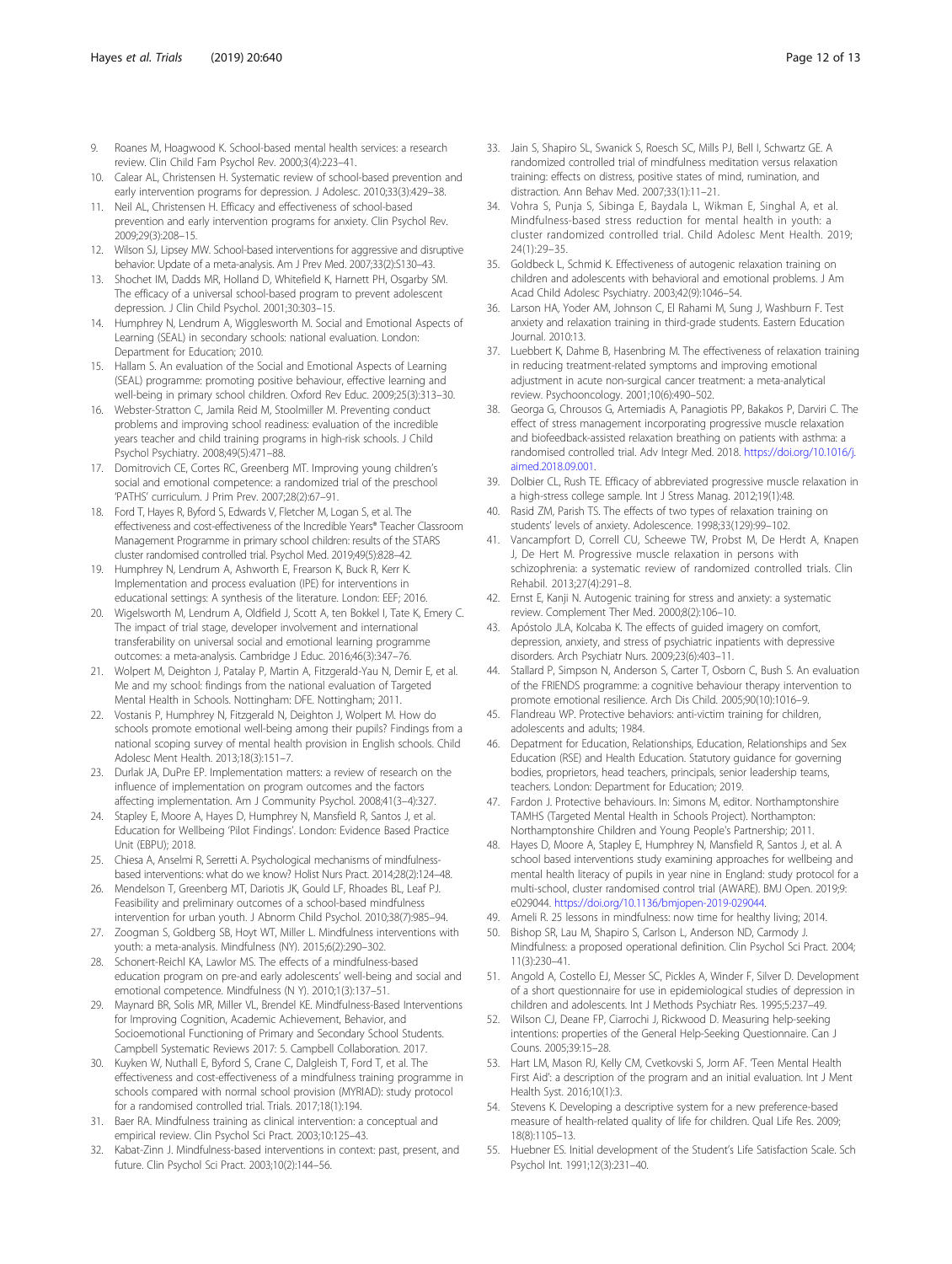9. Roanes M, Hoagwood K. School-based mental health services: a research review. Clin Child Fam Psychol Rev. 2000;3(4):223–41.
10. Calear AL, Christensen H. Systematic review of school-based prevention and early intervention programs for depression. J Adolesc. 2010;33(3):429–38.
11. Neil AL, Christensen H. Efficacy and effectiveness of school-based prevention and early intervention programs for anxiety. Clin Psychol Rev. 2009;29(3):208–15.
12. Wilson SJ, Lipsey MW. School-based interventions for aggressive and disruptive behavior. Update of a meta-analysis. Am J Prev Med. 2007;33(2):S130–43.
13. Shochet IM, Dadds MR, Holland D, Whitefield K, Harnett PH, Osgarby SM. The efficacy of a universal school-based program to prevent adolescent depression. J Clin Child Psychol. 2001;30:303–15.
14. Humphrey N, Lendrum A, Wigglesworth M. Social and Emotional Aspects of Learning (SEAL) in secondary schools: national evaluation. London: Department for Education; 2010.
15. Hallam S. An evaluation of the Social and Emotional Aspects of Learning (SEAL) programme: promoting positive behaviour, effective learning and well-being in primary school children. Oxford Rev Educ. 2009;25(3):313–30.
16. Webster-Stratton C, Jamila Reid M, Stoolmiller M. Preventing conduct problems and improving school readiness: evaluation of the incredible years teacher and child training programs in high-risk schools. J Child Psychol Psychiatry. 2008;49(5):471–88.
17. Domitrovich CE, Cortes RC, Greenberg MT. Improving young children's social and emotional competence: a randomized trial of the preschool 'PATHS' curriculum. J Prim Prev. 2007;28(2):67–91.
18. Ford T, Hayes R, Byford S, Edwards V, Fletcher M, Logan S, et al. The effectiveness and cost-effectiveness of the Incredible Years® Teacher Classroom Management Programme in primary school children: results of the STARS cluster randomised controlled trial. Psychol Med. 2019;49(5):828–42.
19. Humphrey N, Lendrum A, Ashworth E, Frearson K, Buck R, Kerr K. Implementation and process evaluation (IPE) for interventions in educational settings: A synthesis of the literature. London: EEF; 2016.
20. Wigelsworth M, Lendrum A, Oldfield J, Scott A, ten Bokkel I, Tate K, Emery C. The impact of trial stage, developer involvement and international transferability on universal social and emotional learning programme outcomes: a meta-analysis. Cambridge J Educ. 2016;46(3):347–76.
21. Wolpert M, Deighton J, Patalay P, Martin A, Fitzgerald-Yau N, Demir E, et al. Me and my school: findings from the national evaluation of Targeted Mental Health in Schools. Nottingham: DFE. Nottingham; 2011.
22. Vostanis P, Humphrey N, Fitzgerald N, Deighton J, Wolpert M. How do schools promote emotional well-being among their pupils? Findings from a national scoping survey of mental health provision in English schools. Child Adolesc Ment Health. 2013;18(3):151–7.
23. Durlak JA, DuPre EP. Implementation matters: a review of research on the influence of implementation on program outcomes and the factors affecting implementation. Am J Community Psychol. 2008;41(3–4):327.
24. Stapley E, Moore A, Hayes D, Humphrey N, Mansfield R, Santos J, et al. Education for Wellbeing 'Pilot Findings'. London: Evidence Based Practice Unit (EBPU); 2018.
25. Chiesa A, Anselmi R, Serretti A. Psychological mechanisms of mindfulness-based interventions: what do we know? Holist Nurs Pract. 2014;28(2):124–48.
26. Mendelson T, Greenberg MT, Dariotis JK, Gould LF, Rhoades BL, Leaf PJ. Feasibility and preliminary outcomes of a school-based mindfulness intervention for urban youth. J Abnorm Child Psychol. 2010;38(7):985–94.
27. Zoogman S, Goldberg SB, Hoyt WT, Miller L. Mindfulness interventions with youth: a meta-analysis. Mindfulness (NY). 2015;6(2):290–302.
28. Schonert-Reichl KA, Lawlor MS. The effects of a mindfulness-based education program on pre-and early adolescents' well-being and social and emotional competence. Mindfulness (N Y). 2010;1(3):137–51.
29. Maynard BR, Solis MR, Miller VL, Brendel KE. Mindfulness-Based Interventions for Improving Cognition, Academic Achievement, Behavior, and Socioemotional Functioning of Primary and Secondary School Students. Campbell Systematic Reviews 2017: 5. Campbell Collaboration. 2017.
30. Kuyken W, Nuthall E, Byford S, Crane C, Dalgleish T, Ford T, et al. The effectiveness and cost-effectiveness of a mindfulness training programme in schools compared with normal school provision (MYRIAD): study protocol for a randomised controlled trial. Trials. 2017;18(1):194.
31. Baer RA. Mindfulness training as clinical intervention: a conceptual and empirical review. Clin Psychol Sci Pract. 2003;10:125–43.
32. Kabat-Zinn J. Mindfulness-based interventions in context: past, present, and future. Clin Psychol Sci Pract. 2003;10(2):144–56.
33. Jain S, Shapiro SL, Swanick S, Roesch SC, Mills PJ, Bell I, Schwartz GE. A randomized controlled trial of mindfulness meditation versus relaxation training: effects on distress, positive states of mind, rumination, and distraction. Ann Behav Med. 2007;33(1):11–21.
34. Vohra S, Punja S, Sibinga E, Baydala L, Wikman E, Singhal A, et al. Mindfulness-based stress reduction for mental health in youth: a cluster randomized controlled trial. Child Adolesc Ment Health. 2019; 24(1):29–35.
35. Goldbeck L, Schmid K. Effectiveness of autogenic relaxation training on children and adolescents with behavioral and emotional problems. J Am Acad Child Adolesc Psychiatry. 2003;42(9):1046–54.
36. Larson HA, Yoder AM, Johnson C, El Rahami M, Sung J, Washburn F. Test anxiety and relaxation training in third-grade students. Eastern Education Journal. 2010:13.
37. Luebbert K, Dahme B, Hasenbring M. The effectiveness of relaxation training in reducing treatment-related symptoms and improving emotional adjustment in acute non-surgical cancer treatment: a meta-analytical review. Psychooncology. 2001;10(6):490–502.
38. Georga G, Chrousos G, Artemiadis A, Panagiotis PP, Bakakos P, Darviri C. The effect of stress management incorporating progressive muscle relaxation and biofeedback-assisted relaxation breathing on patients with asthma: a randomised controlled trial. Adv Integr Med. 2018. https://doi.org/10.1016/j.aimed.2018.09.001.
39. Dolbier CL, Rush TE. Efficacy of abbreviated progressive muscle relaxation in a high-stress college sample. Int J Stress Manag. 2012;19(1):48.
40. Rasid ZM, Parish TS. The effects of two types of relaxation training on students' levels of anxiety. Adolescence. 1998;33(129):99–102.
41. Vancampfort D, Correll CU, Scheewe TW, Probst M, De Herdt A, Knapen J, De Hert M. Progressive muscle relaxation in persons with schizophrenia: a systematic review of randomized controlled trials. Clin Rehabil. 2013;27(4):291–8.
42. Ernst E, Kanji N. Autogenic training for stress and anxiety: a systematic review. Complement Ther Med. 2000;8(2):106–10.
43. Apóstolo JLA, Kolcaba K. The effects of guided imagery on comfort, depression, anxiety, and stress of psychiatric inpatients with depressive disorders. Arch Psychiatr Nurs. 2009;23(6):403–11.
44. Stallard P, Simpson N, Anderson S, Carter T, Osborn C, Bush S. An evaluation of the FRIENDS programme: a cognitive behaviour therapy intervention to promote emotional resilience. Arch Dis Child. 2005;90(10):1016–9.
45. Flandreau WP. Protective behaviors: anti-victim training for children, adolescents and adults; 1984.
46. Depatment for Education, Relationships, Education, Relationships and Sex Education (RSE) and Health Education. Statutory guidance for governing bodies, proprietors, head teachers, principals, senior leadership teams, teachers. London: Department for Education; 2019.
47. Fardon J. Protective behaviours. In: Simons M, editor. Northamptonshire TAMHS (Targeted Mental Health in Schools Project). Northampton: Northamptonshire Children and Young People's Partnership; 2011.
48. Hayes D, Moore A, Stapley E, Humphrey N, Mansfield R, Santos J, et al. A school based interventions study examining approaches for wellbeing and mental health literacy of pupils in year nine in England: study protocol for a multi-school, cluster randomised control trial (AWARE). BMJ Open. 2019;9: e029044. https://doi.org/10.1136/bmjopen-2019-029044.
49. Ameli R. 25 lessons in mindfulness: now time for healthy living; 2014.
50. Bishop SR, Lau M, Shapiro S, Carlson L, Anderson ND, Carmody J. Mindfulness: a proposed operational definition. Clin Psychol Sci Pract. 2004; 11(3):230–41.
51. Angold A, Costello EJ, Messer SC, Pickles A, Winder F, Silver D. Development of a short questionnaire for use in epidemiological studies of depression in children and adolescents. Int J Methods Psychiatr Res. 1995;5:237–49.
52. Wilson CJ, Deane FP, Ciarrochi J, Rickwood D. Measuring help-seeking intentions: properties of the General Help-Seeking Questionnaire. Can J Couns. 2005;39:15–28.
53. Hart LM, Mason RJ, Kelly CM, Cvetkovski S, Jorm AF. 'Teen Mental Health First Aid': a description of the program and an initial evaluation. Int J Ment Health Syst. 2016;10(1):3.
54. Stevens K. Developing a descriptive system for a new preference-based measure of health-related quality of life for children. Qual Life Res. 2009; 18(8):1105–13.
55. Huebner ES. Initial development of the Student's Life Satisfaction Scale. Sch Psychol Int. 1991;12(3):231–40.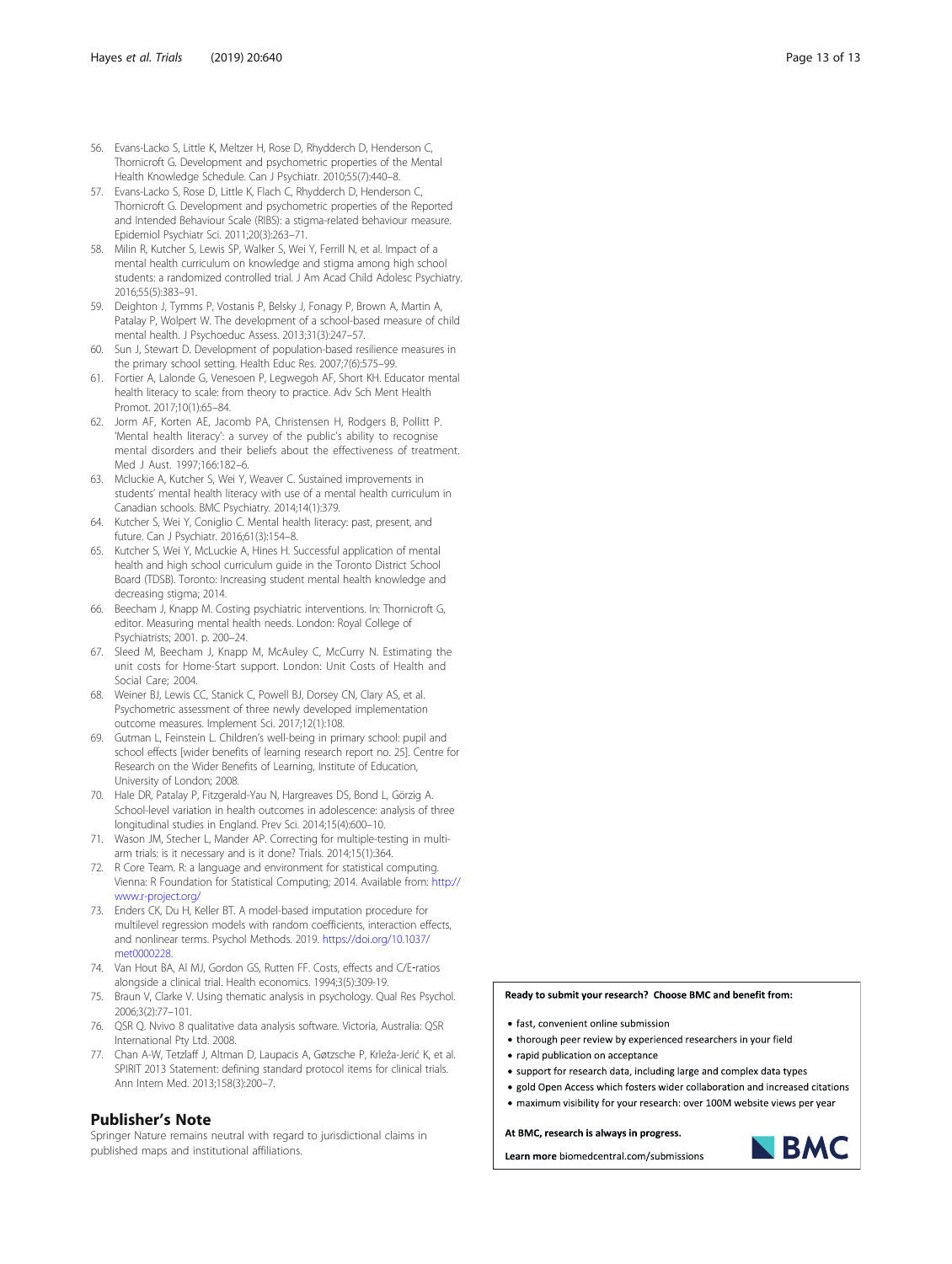56. Evans-Lacko S, Little K, Meltzer H, Rose D, Rhydderch D, Henderson C, Thornicroft G. Development and psychometric properties of the Mental Health Knowledge Schedule. Can J Psychiatr. 2010;55(7):440–8.
57. Evans-Lacko S, Rose D, Little K, Flach C, Rhydderch D, Henderson C, Thornicroft G. Development and psychometric properties of the Reported and Intended Behaviour Scale (RIBS): a stigma-related behaviour measure. Epidemiol Psychiatr Sci. 2011;20(3):263–71.
58. Milin R, Kutcher S, Lewis SP, Walker S, Wei Y, Ferrill N, et al. Impact of a mental health curriculum on knowledge and stigma among high school students: a randomized controlled trial. J Am Acad Child Adolesc Psychiatry. 2016;55(5):383–91.
59. Deighton J, Tymms P, Vostanis P, Belsky J, Fonagy P, Brown A, Martin A, Patalay P, Wolpert W. The development of a school-based measure of child mental health. J Psychoeduc Assess. 2013;31(3):247–57.
60. Sun J, Stewart D. Development of population-based resilience measures in the primary school setting. Health Educ Res. 2007;7(6):575–99.
61. Fortier A, Lalonde G, Venesoen P, Legwegoh AF, Short KH. Educator mental health literacy to scale: from theory to practice. Adv Sch Ment Health Promot. 2017;10(1):65–84.
62. Jorm AF, Korten AE, Jacomb PA, Christensen H, Rodgers B, Pollitt P. 'Mental health literacy': a survey of the public's ability to recognise mental disorders and their beliefs about the effectiveness of treatment. Med J Aust. 1997;166:182–6.
63. Mcluckie A, Kutcher S, Wei Y, Weaver C. Sustained improvements in students' mental health literacy with use of a mental health curriculum in Canadian schools. BMC Psychiatry. 2014;14(1):379.
64. Kutcher S, Wei Y, Coniglio C. Mental health literacy: past, present, and future. Can J Psychiatr. 2016;61(3):154–8.
65. Kutcher S, Wei Y, McLuckie A, Hines H. Successful application of mental health and high school curriculum guide in the Toronto District School Board (TDSB). Toronto: Increasing student mental health knowledge and decreasing stigma; 2014.
66. Beecham J, Knapp M. Costing psychiatric interventions. In: Thornicroft G, editor. Measuring mental health needs. London: Royal College of Psychiatrists; 2001. p. 200–24.
67. Sleed M, Beecham J, Knapp M, McAuley C, McCurry N. Estimating the unit costs for Home-Start support. London: Unit Costs of Health and Social Care; 2004.
68. Weiner BJ, Lewis CC, Stanick C, Powell BJ, Dorsey CN, Clary AS, et al. Psychometric assessment of three newly developed implementation outcome measures. Implement Sci. 2017;12(1):108.
69. Gutman L, Feinstein L. Children's well-being in primary school: pupil and school effects [wider benefits of learning research report no. 25]. Centre for Research on the Wider Benefits of Learning, Institute of Education, University of London; 2008.
70. Hale DR, Patalay P, Fitzgerald-Yau N, Hargreaves DS, Bond L, Görzig A. School-level variation in health outcomes in adolescence: analysis of three longitudinal studies in England. Prev Sci. 2014;15(4):600–10.
71. Wason JM, Stecher L, Mander AP. Correcting for multiple-testing in multi-arm trials: is it necessary and is it done? Trials. 2014;15(1):364.
72. R Core Team. R: a language and environment for statistical computing. Vienna: R Foundation for Statistical Computing; 2014. Available from: http://www.r-project.org/
73. Enders CK, Du H, Keller BT. A model-based imputation procedure for multilevel regression models with random coefficients, interaction effects, and nonlinear terms. Psychol Methods. 2019. https://doi.org/10.1037/met0000228.
74. Van Hout BA, Al MJ, Gordon GS, Rutten FF. Costs, effects and C/E-ratios alongside a clinical trial. Health economics. 1994;3(5):309-19.
75. Braun V, Clarke V. Using thematic analysis in psychology. Qual Res Psychol. 2006;3(2):77–101.
76. QSR Q. Nvivo 8 qualitative data analysis software. Victoria, Australia: QSR International Pty Ltd. 2008.
77. Chan A-W, Tetzlaff J, Altman D, Laupacis A, Gøtzsche P, Krleža-Jerić K, et al. SPIRIT 2013 Statement: defining standard protocol items for clinical trials. Ann Intern Med. 2013;158(3):200–7.

## Publisher's Note

Springer Nature remains neutral with regard to jurisdictional claims in published maps and institutional affiliations.

**Ready to submit your research? Choose BMC and benefit from:**

- fast, convenient online submission
- thorough peer review by experienced researchers in your field
- rapid publication on acceptance
- support for research data, including large and complex data types
- gold Open Access which fosters wider collaboration and increased citations
- maximum visibility for your research: over 100M website views per year

**At BMC, research is always in progress.**

**Learn more** biomedcentral.com/submissions

BMC